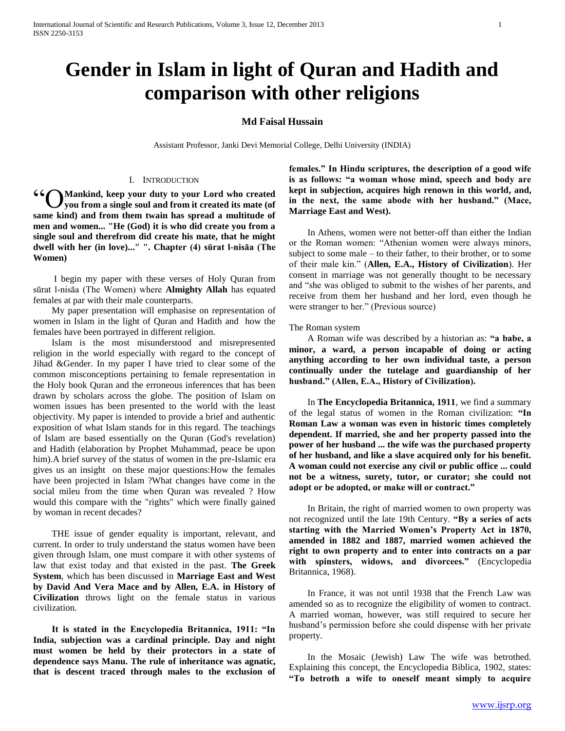# Gender in Islam in light of Quran and Hadith and comparison with other religions

**Md Faisal Hussain**

Assistant Professor, Janki Devi Memorial College, Delhi University (INDIA)

## I. Introduction

**"O Mankind, keep your duty to your Lord who created you from a single soul and from it created its mate (of same kind) and from them twain has spread a multitude of men and women... "He (God) it is who did create you from a single soul and therefrom did create his mate, that he might dwell with her (in love)..." ". Chapter (4) sūrat l-nisāa (The Women)**

I begin my paper with these verses of Holy Quran from sūrat l-nisāa (The Women) where **Almighty Allah** has equated females at par with their male counterparts.

My paper presentation will emphasise on representation of women in Islam in the light of Quran and Hadith and how the females have been portrayed in different religion.

Islam is the most misunderstood and misrepresented religion in the world especially with regard to the concept of Jihad &Gender. In my paper I have tried to clear some of the common misconceptions pertaining to female representation in the Holy book Quran and the erroneous inferences that has been drawn by scholars across the globe. The position of Islam on women issues has been presented to the world with the least objectivity. My paper is intended to provide a brief and authentic exposition of what Islam stands for in this regard. The teachings of Islam are based essentially on the Quran (God's revelation) and Hadith (elaboration by Prophet Muhammad, peace be upon him).A brief survey of the status of women in the pre-Islamic era gives us an insight on these major questions:How the females have been projected in Islam ?What changes have come in the social mileu from the time when Quran was revealed ? How would this compare with the "rights" which were finally gained by woman in recent decades?

THE issue of gender equality is important, relevant, and current. In order to truly understand the status women have been given through Islam, one must compare it with other systems of law that exist today and that existed in the past. **The Greek System**, which has been discussed in **Marriage East and West by David And Vera Mace and by Allen, E.A. in History of Civilization** throws light on the female status in various civilization.

**It is stated in the Encyclopedia Britannica, 1911: "In India, subjection was a cardinal principle. Day and night must women be held by their protectors in a state of dependence says Manu. The rule of inheritance was agnatic, that is descent traced through males to the exclusion of females." In Hindu scriptures, the description of a good wife is as follows: "a woman whose mind, speech and body are kept in subjection, acquires high renown in this world, and, in the next, the same abode with her husband." (Mace, Marriage East and West).**

In Athens, women were not better-off than either the Indian or the Roman women: "Athenian women were always minors, subject to some male – to their father, to their brother, or to some of their male kin." (**Allen, E.A., History of Civilization**). Her consent in marriage was not generally thought to be necessary and "she was obliged to submit to the wishes of her parents, and receive from them her husband and her lord, even though he were stranger to her." (Previous source)

The Roman system

A Roman wife was described by a historian as: **"a babe, a minor, a ward, a person incapable of doing or acting anything according to her own individual taste, a person continually under the tutelage and guardianship of her husband." (Allen, E.A., History of Civilization).**

In **The Encyclopedia Britannica, 1911**, we find a summary of the legal status of women in the Roman civilization: **"In Roman Law a woman was even in historic times completely dependent. If married, she and her property passed into the power of her husband ... the wife was the purchased property of her husband, and like a slave acquired only for his benefit. A woman could not exercise any civil or public office ... could not be a witness, surety, tutor, or curator; she could not adopt or be adopted, or make will or contract."**

In Britain, the right of married women to own property was not recognized until the late 19th Century. **"By a series of acts starting with the Married Women's Property Act in 1870, amended in 1882 and 1887, married women achieved the right to own property and to enter into contracts on a par with spinsters, widows, and divorcees."** (Encyclopedia Britannica, 1968).

In France, it was not until 1938 that the French Law was amended so as to recognize the eligibility of women to contract. A married woman, however, was still required to secure her husband's permission before she could dispense with her private property.

In the Mosaic (Jewish) Law The wife was betrothed. Explaining this concept, the Encyclopedia Biblica, 1902, states: **"To betroth a wife to oneself meant simply to acquire**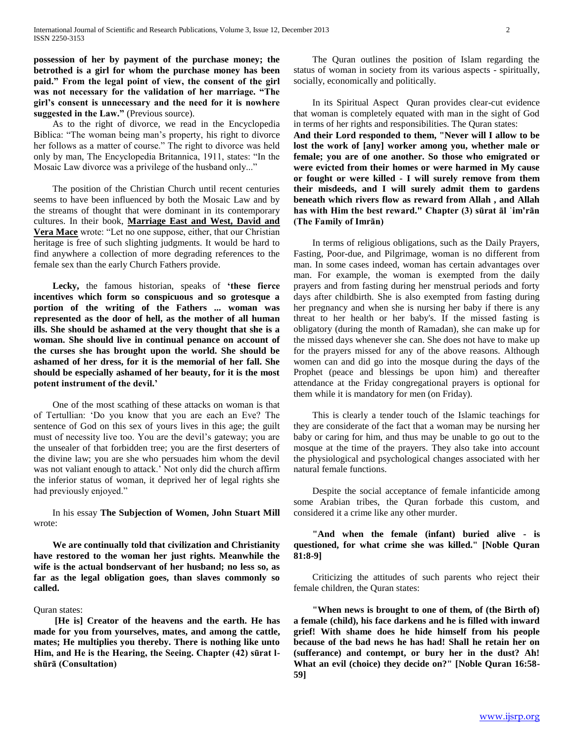**possession of her by payment of the purchase money; the betrothed is a girl for whom the purchase money has been paid." From the legal point of view, the consent of the girl was not necessary for the validation of her marriage. "The girl's consent is unnecessary and the need for it is nowhere suggested in the Law."** (Previous source).

As to the right of divorce, we read in the Encyclopedia Biblica: "The woman being man's property, his right to divorce her follows as a matter of course." The right to divorce was held only by man, The Encyclopedia Britannica, 1911, states: "In the Mosaic Law divorce was a privilege of the husband only..."

The position of the Christian Church until recent centuries seems to have been influenced by both the Mosaic Law and by the streams of thought that were dominant in its contemporary cultures. In their book, **Marriage East and West, David and Vera Mace** wrote: "Let no one suppose, either, that our Christian heritage is free of such slighting judgments. It would be hard to find anywhere a collection of more degrading references to the female sex than the early Church Fathers provide.

**Lecky,** the famous historian, speaks of **'these fierce incentives which form so conspicuous and so grotesque a portion of the writing of the Fathers ... woman was represented as the door of hell, as the mother of all human ills. She should be ashamed at the very thought that she is a woman. She should live in continual penance on account of the curses she has brought upon the world. She should be ashamed of her dress, for it is the memorial of her fall. She should be especially ashamed of her beauty, for it is the most potent instrument of the devil.'**

One of the most scathing of these attacks on woman is that of Tertullian: 'Do you know that you are each an Eve? The sentence of God on this sex of yours lives in this age; the guilt must of necessity live too. You are the devil's gateway; you are the unsealer of that forbidden tree; you are the first deserters of the divine law; you are she who persuades him whom the devil was not valiant enough to attack.' Not only did the church affirm the inferior status of woman, it deprived her of legal rights she had previously enjoyed."

In his essay **The Subjection of Women, John Stuart Mill** wrote:

**We are continually told that civilization and Christianity have restored to the woman her just rights. Meanwhile the wife is the actual bondservant of her husband; no less so, as far as the legal obligation goes, than slaves commonly so called.**

Quran states:

**[He is] Creator of the heavens and the earth. He has made for you from yourselves, mates, and among the cattle, mates; He multiplies you thereby. There is nothing like unto Him, and He is the Hearing, the Seeing. Chapter (42) sūrat l-shūrā (Consultation)**

The Quran outlines the position of Islam regarding the status of woman in society from its various aspects - spiritually, socially, economically and politically.

In its Spiritual Aspect Quran provides clear-cut evidence that woman is completely equated with man in the sight of God in terms of her rights and responsibilities. The Quran states:

**And their Lord responded to them, "Never will I allow to be lost the work of [any] worker among you, whether male or female; you are of one another. So those who emigrated or were evicted from their homes or were harmed in My cause or fought or were killed - I will surely remove from them their misdeeds, and I will surely admit them to gardens beneath which rivers flow as reward from Allah , and Allah has with Him the best reward." Chapter (3) sūrat āl ʿim'rān (The Family of Imrān)**

In terms of religious obligations, such as the Daily Prayers, Fasting, Poor-due, and Pilgrimage, woman is no different from man. In some cases indeed, woman has certain advantages over man. For example, the woman is exempted from the daily prayers and from fasting during her menstrual periods and forty days after childbirth. She is also exempted from fasting during her pregnancy and when she is nursing her baby if there is any threat to her health or her baby's. If the missed fasting is obligatory (during the month of Ramadan), she can make up for the missed days whenever she can. She does not have to make up for the prayers missed for any of the above reasons. Although women can and did go into the mosque during the days of the Prophet (peace and blessings be upon him) and thereafter attendance at the Friday congregational prayers is optional for them while it is mandatory for men (on Friday).

This is clearly a tender touch of the Islamic teachings for they are considerate of the fact that a woman may be nursing her baby or caring for him, and thus may be unable to go out to the mosque at the time of the prayers. They also take into account the physiological and psychological changes associated with her natural female functions.

Despite the social acceptance of female infanticide among some Arabian tribes, the Quran forbade this custom, and considered it a crime like any other murder.

**"And when the female (infant) buried alive - is questioned, for what crime she was killed." [Noble Quran 81:8-9]**

Criticizing the attitudes of such parents who reject their female children, the Quran states:

**"When news is brought to one of them, of (the Birth of) a female (child), his face darkens and he is filled with inward grief! With shame does he hide himself from his people because of the bad news he has had! Shall he retain her on (sufferance) and contempt, or bury her in the dust? Ah! What an evil (choice) they decide on?" [Noble Quran 16:58-59]**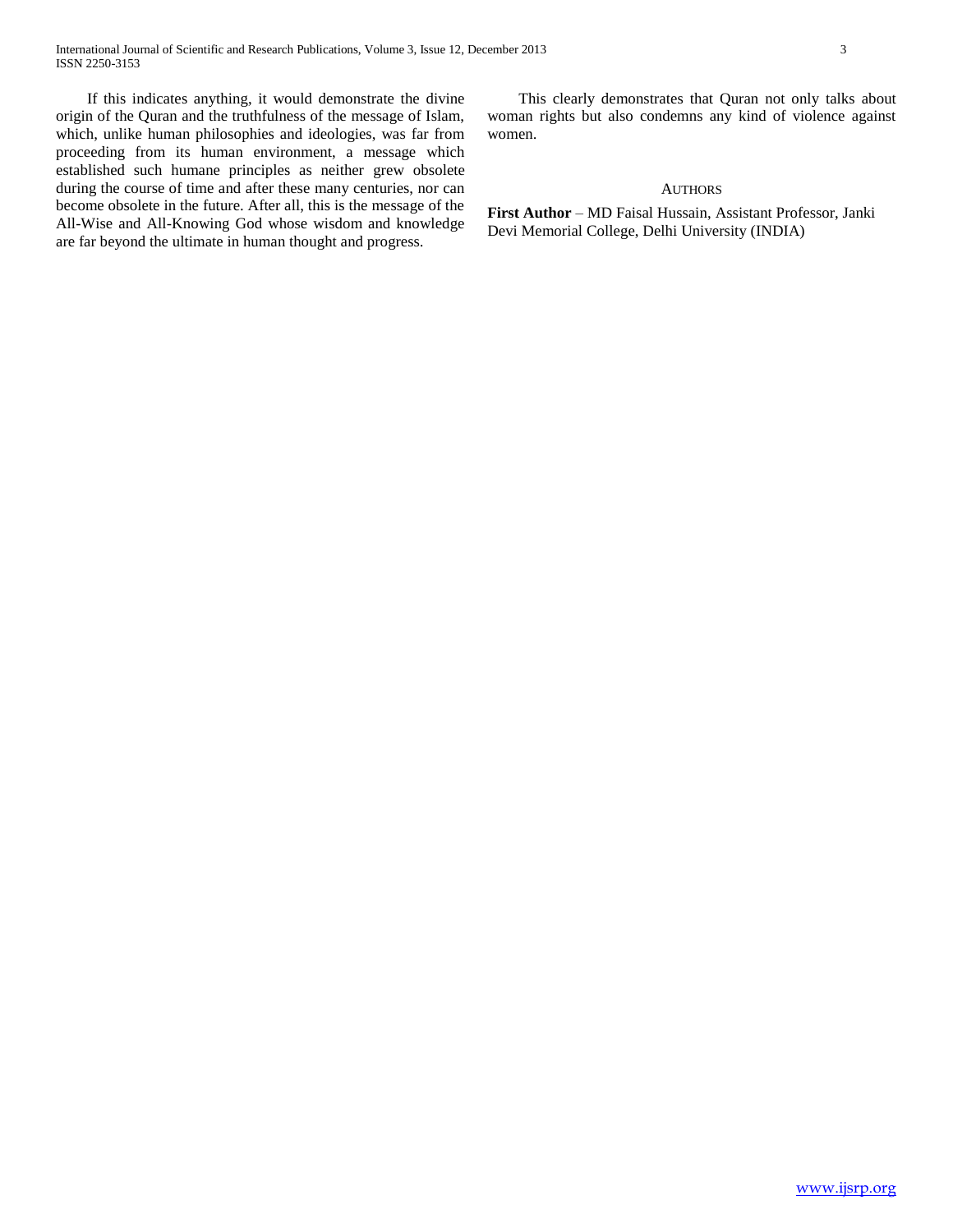If this indicates anything, it would demonstrate the divine origin of the Quran and the truthfulness of the message of Islam, which, unlike human philosophies and ideologies, was far from proceeding from its human environment, a message which established such humane principles as neither grew obsolete during the course of time and after these many centuries, nor can become obsolete in the future. After all, this is the message of the All-Wise and All-Knowing God whose wisdom and knowledge are far beyond the ultimate in human thought and progress.

This clearly demonstrates that Quran not only talks about woman rights but also condemns any kind of violence against women.

## AUTHORS

**First Author** – MD Faisal Hussain, Assistant Professor, Janki Devi Memorial College, Delhi University (INDIA)